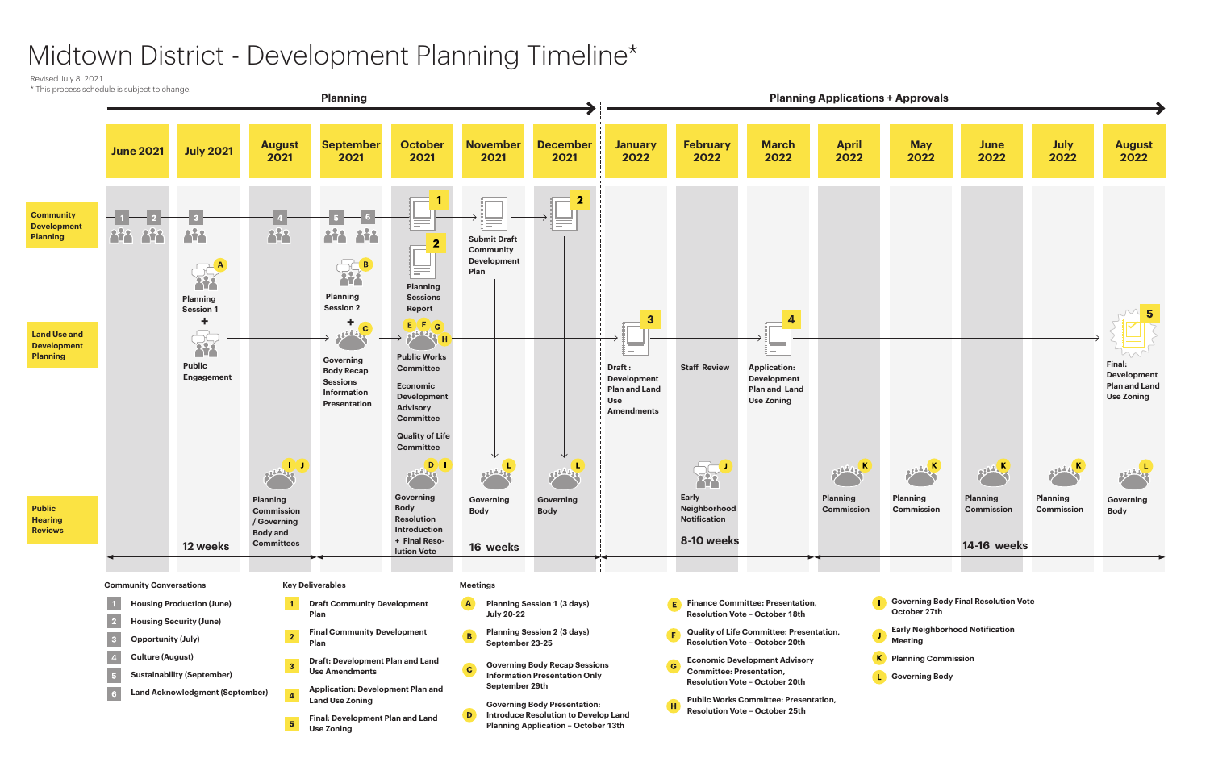# Midtown District - Development Planning Timeline*

Revised July 8, 2021

* This process schedule is subject to change.

**Planning** (June 2021 – December 2021) → **Planning Applications + Approvals** (January 2022 – August 2022)

| | June 2021 | July 2021 | August 2021 | September 2021 | October 2021 | November 2021 | December 2021 | January 2022 | February 2022 | March 2022 | April 2022 | May 2022 | June 2022 | July 2022 | August 2022 |
|---|---|---|---|---|---|---|---|---|---|---|---|---|---|---|---|
| **Community Development Planning** | 1, 2 | 3 | 4 | 5, 6 | 1; 2 Planning Sessions Report | Submit Draft Community Development Plan | 2 | | | | | | | | |
| **Land Use and Development Planning** | | A Planning Session 1 + Public Engagement | | B Planning Session 2 + C Governing Body Recap Sessions Information Presentation | E F G H Public Works Committee; Economic Development Advisory Committee; Quality of Life Committee | | | 3 Draft : Development Plan and Land Use Amendments | Staff Review | 4 Application: Development Plan and Land Use Zoning | | | | | 5 Final: Development Plan and Land Use Zoning |
| **Public Hearing Reviews** | | | I J Planning Commission / Governing Body and Committees | | D I Governing Body Resolution Introduction + Final Resolution Vote | L Governing Body | L Governing Body | | J Early Neighborhood Notification | | K Planning Commission | K Planning Commission | K Planning Commission | K Planning Commission | L Governing Body |
| **Duration** | 12 weeks | | | 16 weeks | | | | 8-10 weeks | | | 14-16 weeks | | | | |

**Community Conversations**

1. Housing Production (June)
2. Housing Security (June)
3. Opportunity (July)
4. Culture (August)
5. Sustainability (September)
6. Land Acknowledgment (September)

**Key Deliverables**

1. Draft Community Development Plan
2. Final Community Development Plan
3. Draft: Development Plan and Land Use Amendments
4. Application: Development Plan and Land Use Zoning
5. Final: Development Plan and Land Use Zoning

**Meetings**

- **A** Planning Session 1 (3 days) July 20-22
- **B** Planning Session 2 (3 days) September 23-25
- **C** Governing Body Recap Sessions Information Presentation Only September 29th
- **D** Governing Body Presentation: Introduce Resolution to Develop Land Planning Application – October 13th
- **E** Finance Committee: Presentation, Resolution Vote – October 18th
- **F** Quality of Life Committee: Presentation, Resolution Vote – October 20th
- **G** Economic Development Advisory Committee: Presentation, Resolution Vote – October 20th
- **H** Public Works Committee: Presentation, Resolution Vote – October 25th
- **I** Governing Body Final Resolution Vote October 27th
- **J** Early Neighborhood Notification Meeting
- **K** Planning Commission
- **L** Governing Body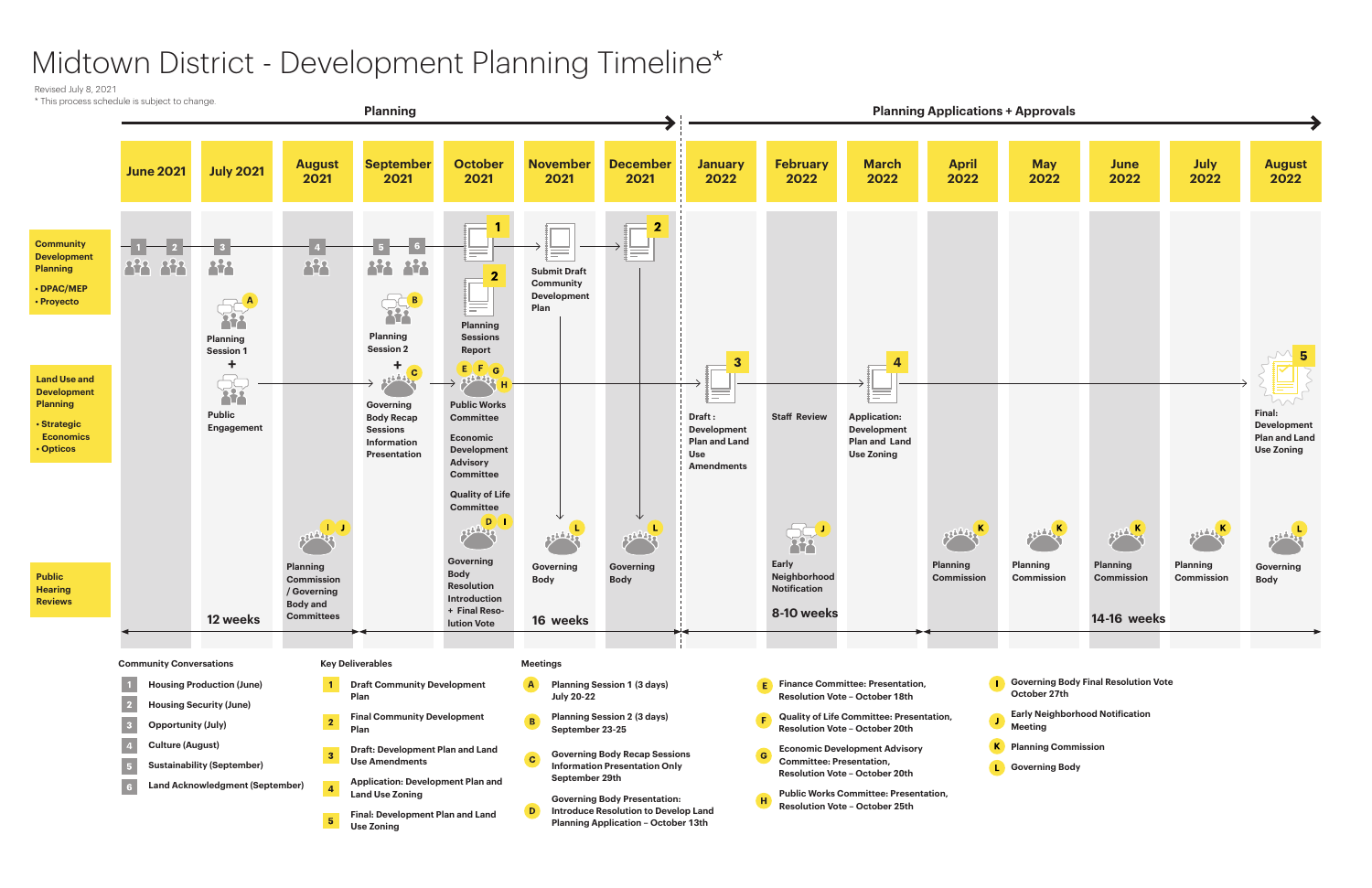# Midtown District - Development Planning Timeline*

Revised July 8, 2021

* This process schedule is subject to change.

**Planning** → **Planning Applications + Approvals**

June 2021 | July 2021 | August 2021 | September 2021 | October 2021 | November 2021 | December 2021 | January 2022 | February 2022 | March 2022 | April 2022 | May 2022 | June 2022 | July 2022 | August 2022

**Community Development Planning**

- DPAC/MEP
- Proyecto

1 2 3 4 5 6

1 Planning Sessions Report

2

Submit Draft Community Development Plan

2

**Land Use and Development Planning**

- Strategic Economics
- Opticos

A Planning Session 1 + Public Engagement

B Planning Session 2 + C Governing Body Recap Sessions Information Presentation

E F G H Public Works Committee

Economic Development Advisory Committee

Quality of Life Committee

3 Draft: Development Plan and Land Use Amendments

Staff Review

4 Application: Development Plan and Land Use Zoning

5 Final: Development Plan and Land Use Zoning

**Public Hearing Reviews**

I J Planning Commission / Governing Body and Committees

D I Governing Body Resolution Introduction + Final Resolution Vote

L Governing Body

L Governing Body

J Early Neighborhood Notification

K Planning Commission

K Planning Commission

K Planning Commission

K Planning Commission

L Governing Body

12 weeks | 16 weeks | 8-10 weeks | 14-16 weeks

**Community Conversations**

1. Housing Production (June)
2. Housing Security (June)
3. Opportunity (July)
4. Culture (August)
5. Sustainability (September)
6. Land Acknowledgment (September)

**Key Deliverables**

1. Draft Community Development Plan
2. Final Community Development Plan
3. Draft: Development Plan and Land Use Amendments
4. Application: Development Plan and Land Use Zoning
5. Final: Development Plan and Land Use Zoning

**Meetings**

- A Planning Session 1 (3 days) July 20-22
- B Planning Session 2 (3 days) September 23-25
- C Governing Body Recap Sessions Information Presentation Only September 29th
- D Governing Body Presentation: Introduce Resolution to Develop Land Planning Application – October 13th
- E Finance Committee: Presentation, Resolution Vote – October 18th
- F Quality of Life Committee: Presentation, Resolution Vote – October 20th
- G Economic Development Advisory Committee: Presentation, Resolution Vote – October 20th
- H Public Works Committee: Presentation, Resolution Vote – October 25th
- I Governing Body Final Resolution Vote October 27th
- J Early Neighborhood Notification Meeting
- K Planning Commission
- L Governing Body